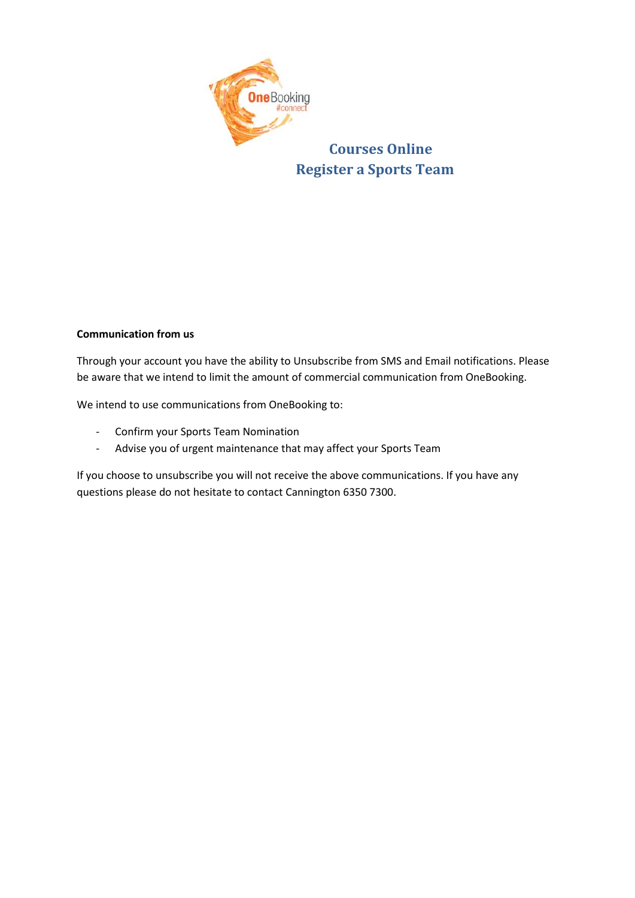# Courses Online
# Register a Sports Team

**Communication from us**

Through your account you have the ability to Unsubscribe from SMS and Email notifications. Please be aware that we intend to limit the amount of commercial communication from OneBooking.

We intend to use communications from OneBooking to:

- Confirm your Sports Team Nomination
- Advise you of urgent maintenance that may affect your Sports Team

If you choose to unsubscribe you will not receive the above communications. If you have any questions please do not hesitate to contact Cannington 6350 7300.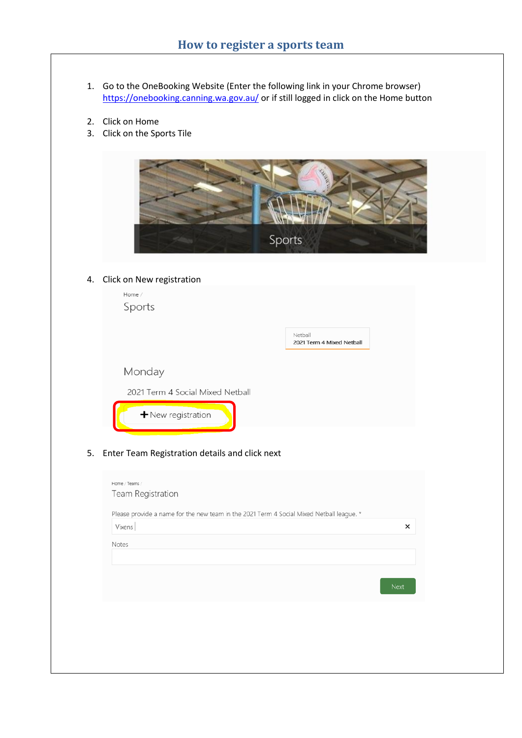# How to register a sports team

1. Go to the OneBooking Website (Enter the following link in your Chrome browser) https://onebooking.canning.wa.gov.au/ or if still logged in click on the Home button

2. Click on Home
3. Click on the Sports Tile

4. Click on New registration

5. Enter Team Registration details and click next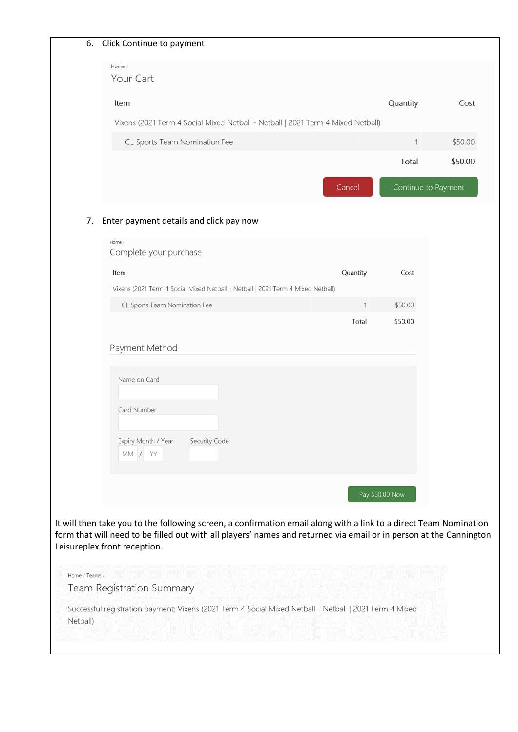6. Click Continue to payment

Home /

## Your Cart

| Item | Quantity | Cost |
|---|---|---|
| Vixens (2021 Term 4 Social Mixed Netball - Netball \| 2021 Term 4 Mixed Netball) | | |
| CL Sports Team Nomination Fee | 1 | $50.00 |
| | Total | $50.00 |

Cancel Continue to Payment

7. Enter payment details and click pay now

Home /

## Complete your purchase

| Item | Quantity | Cost |
|---|---|---|
| Vixens (2021 Term 4 Social Mixed Netball - Netball \| 2021 Term 4 Mixed Netball) | | |
| CL Sports Team Nomination Fee | 1 | $50.00 |
| | Total | $50.00 |

### Payment Method

Name on Card

Card Number

Expiry Month / Year MM / YY

Security Code

Pay $50.00 Now

It will then take you to the following screen, a confirmation email along with a link to a direct Team Nomination form that will need to be filled out with all players' names and returned via email or in person at the Cannington Leisureplex front reception.

Home / Teams /

## Team Registration Summary

Successful registration payment: Vixens (2021 Term 4 Social Mixed Netball - Netball | 2021 Term 4 Mixed Netball)